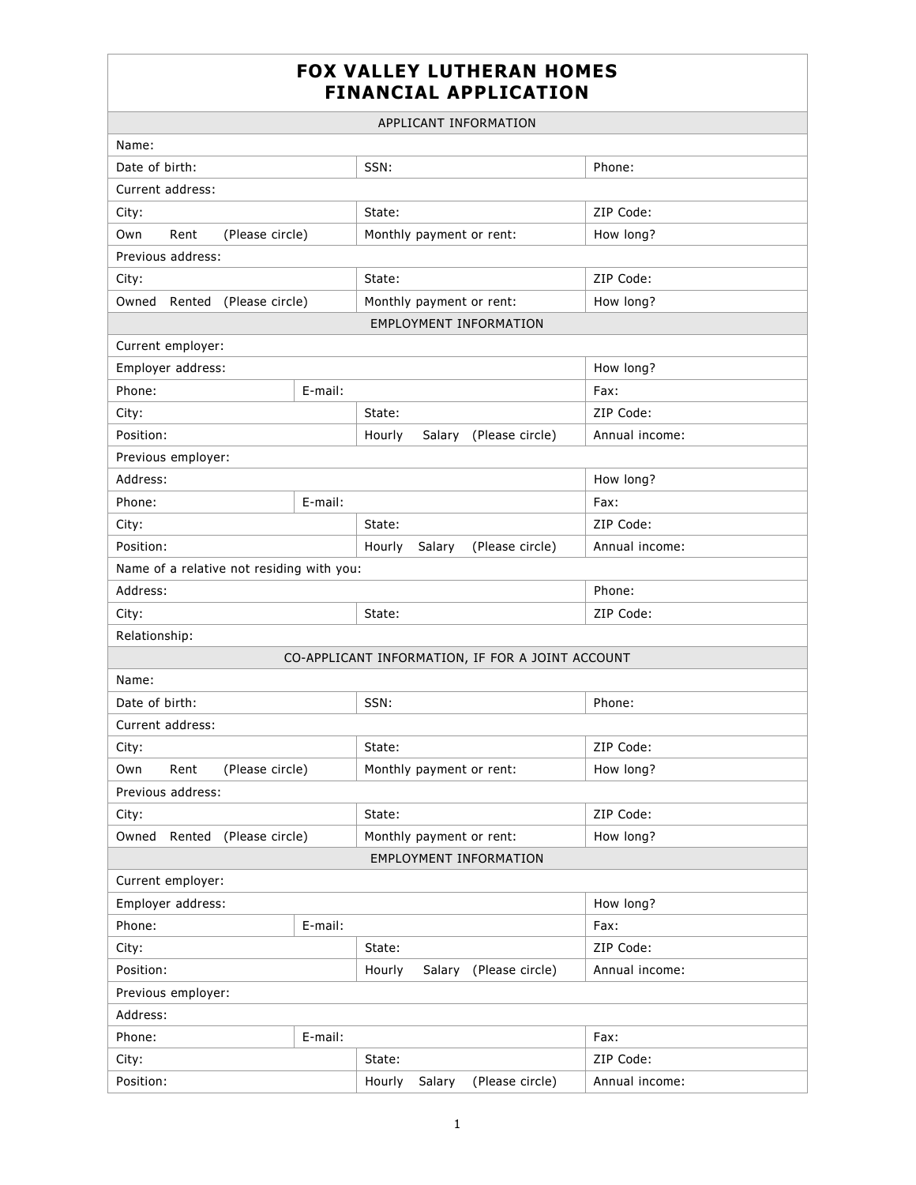# FOX VALLEY LUTHERAN HOMES
# FINANCIAL APPLICATION

| APPLICANT INFORMATION | | | |
|---|---|---|---|
| Name: | | | |
| Date of birth: | | SSN: | Phone: |
| Current address: | | | |
| City: | | State: | ZIP Code: |
| Own Rent (Please circle) | | Monthly payment or rent: | How long? |
| Previous address: | | | |
| City: | | State: | ZIP Code: |
| Owned Rented (Please circle) | | Monthly payment or rent: | How long? |
| **EMPLOYMENT INFORMATION** | | | |
| Current employer: | | | |
| Employer address: | | | How long? |
| Phone: | E-mail: | | Fax: |
| City: | | State: | ZIP Code: |
| Position: | | Hourly Salary (Please circle) | Annual income: |
| Previous employer: | | | |
| Address: | | | How long? |
| Phone: | E-mail: | | Fax: |
| City: | | State: | ZIP Code: |
| Position: | | Hourly Salary (Please circle) | Annual income: |
| Name of a relative not residing with you: | | | |
| Address: | | | Phone: |
| City: | | State: | ZIP Code: |
| Relationship: | | | |
| **CO-APPLICANT INFORMATION, IF FOR A JOINT ACCOUNT** | | | |
| Name: | | | |
| Date of birth: | | SSN: | Phone: |
| Current address: | | | |
| City: | | State: | ZIP Code: |
| Own Rent (Please circle) | | Monthly payment or rent: | How long? |
| Previous address: | | | |
| City: | | State: | ZIP Code: |
| Owned Rented (Please circle) | | Monthly payment or rent: | How long? |
| **EMPLOYMENT INFORMATION** | | | |
| Current employer: | | | |
| Employer address: | | | How long? |
| Phone: | E-mail: | | Fax: |
| City: | | State: | ZIP Code: |
| Position: | | Hourly Salary (Please circle) | Annual income: |
| Previous employer: | | | |
| Address: | | | |
| Phone: | E-mail: | | Fax: |
| City: | | State: | ZIP Code: |
| Position: | | Hourly Salary (Please circle) | Annual income: |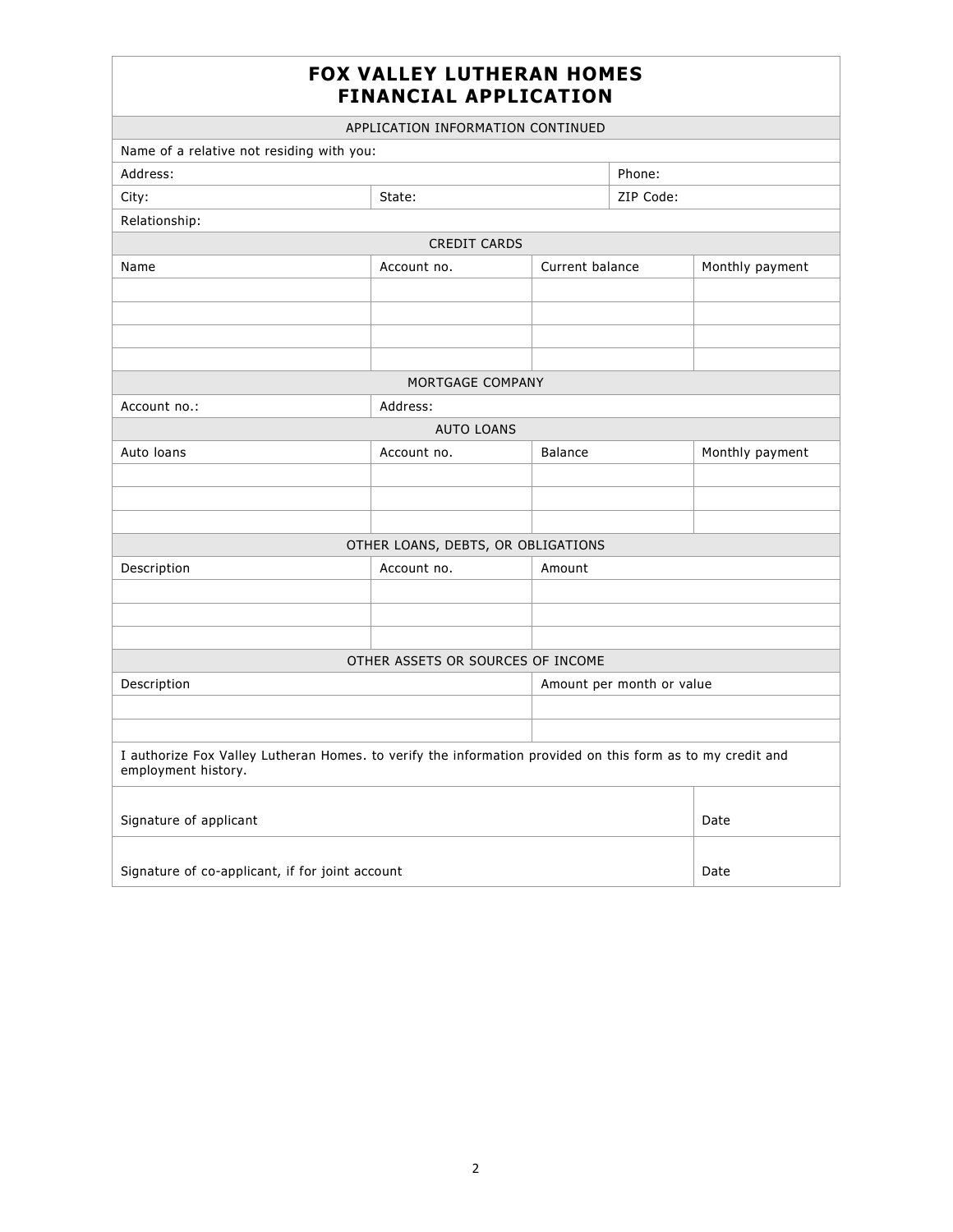# FOX VALLEY LUTHERAN HOMES
# FINANCIAL APPLICATION

## APPLICATION INFORMATION CONTINUED

| | | |
|---|---|---|
| Name of a relative not residing with you: | | |
| Address: | | Phone: |
| City: | State: | ZIP Code: |
| Relationship: | | |

## CREDIT CARDS

| Name | Account no. | Current balance | Monthly payment |
|---|---|---|---|
| | | | |
| | | | |
| | | | |
| | | | |

## MORTGAGE COMPANY

| | |
|---|---|
| Account no.: | Address: |

## AUTO LOANS

| Auto loans | Account no. | Balance | Monthly payment |
|---|---|---|---|
| | | | |
| | | | |
| | | | |

## OTHER LOANS, DEBTS, OR OBLIGATIONS

| Description | Account no. | Amount |
|---|---|---|
| | | |
| | | |
| | | |

## OTHER ASSETS OR SOURCES OF INCOME

| Description | Amount per month or value |
|---|---|
| | |
| | |

I authorize Fox Valley Lutheran Homes. to verify the information provided on this form as to my credit and employment history.

| | |
|---|---|
| Signature of applicant | Date |
| Signature of co-applicant, if for joint account | Date |